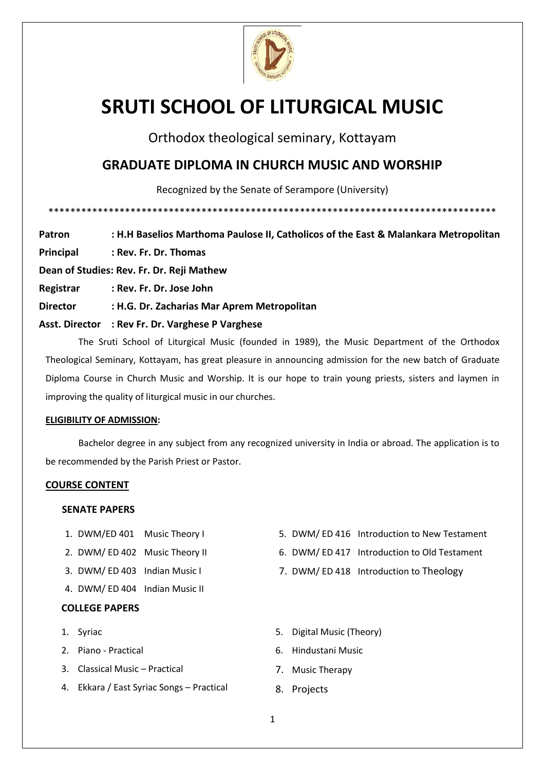# SRUTI SCHOOL OF LITURGICAL MUSIC

Orthodox theological seminary, Kottayam

## GRADUATE DIPLOMA IN CHURCH MUSIC AND WORSHIP

Recognized by the Senate of Serampore (University)

************************************************************************************

**Patron : H.H Baselios Marthoma Paulose II, Catholicos of the East & Malankara Metropolitan**

**Principal : Rev. Fr. Dr. Thomas**

**Dean of Studies: Rev. Fr. Dr. Reji Mathew**

**Registrar : Rev. Fr. Dr. Jose John**

**Director : H.G. Dr. Zacharias Mar Aprem Metropolitan**

**Asst. Director : Rev Fr. Dr. Varghese P Varghese**

The Sruti School of Liturgical Music (founded in 1989), the Music Department of the Orthodox Theological Seminary, Kottayam, has great pleasure in announcing admission for the new batch of Graduate Diploma Course in Church Music and Worship. It is our hope to train young priests, sisters and laymen in improving the quality of liturgical music in our churches.

**ELIGIBILITY OF ADMISSION:**

Bachelor degree in any subject from any recognized university in India or abroad. The application is to be recommended by the Parish Priest or Pastor.

**COURSE CONTENT**

**SENATE PAPERS**

1. DWM/ED 401 Music Theory I
2. DWM/ ED 402 Music Theory II
3. DWM/ ED 403 Indian Music I
4. DWM/ ED 404 Indian Music II
5. DWM/ ED 416 Introduction to New Testament
6. DWM/ ED 417 Introduction to Old Testament
7. DWM/ ED 418 Introduction to Theology

**COLLEGE PAPERS**

1. Syriac
2. Piano - Practical
3. Classical Music – Practical
4. Ekkara / East Syriac Songs – Practical
5. Digital Music (Theory)
6. Hindustani Music
7. Music Therapy
8. Projects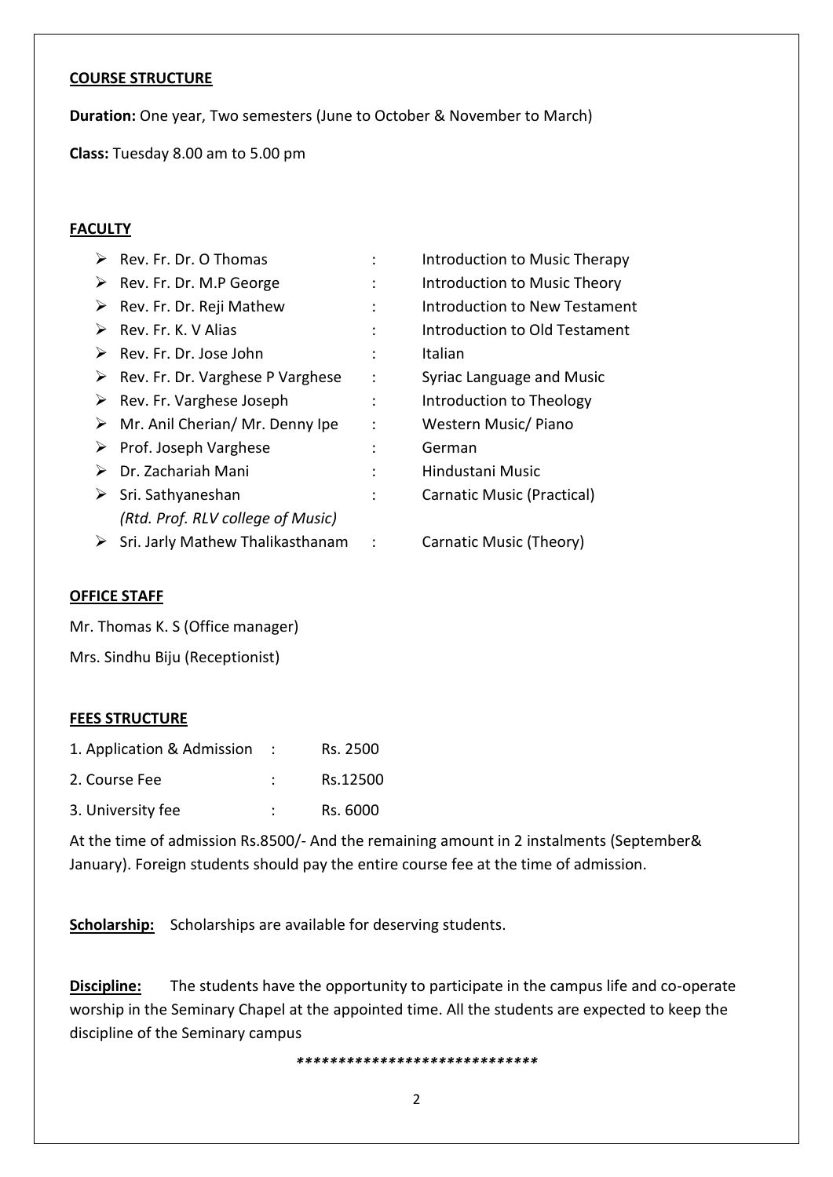## COURSE STRUCTURE

**Duration:** One year, Two semesters (June to October & November to March)

**Class:** Tuesday 8.00 am to 5.00 pm

## FACULTY

- Rev. Fr. Dr. O Thomas : Introduction to Music Therapy
- Rev. Fr. Dr. M.P George : Introduction to Music Theory
- Rev. Fr. Dr. Reji Mathew : Introduction to New Testament
- Rev. Fr. K. V Alias : Introduction to Old Testament
- Rev. Fr. Dr. Jose John : Italian
- Rev. Fr. Dr. Varghese P Varghese : Syriac Language and Music
- Rev. Fr. Varghese Joseph : Introduction to Theology
- Mr. Anil Cherian/ Mr. Denny Ipe : Western Music/ Piano
- Prof. Joseph Varghese : German
- Dr. Zachariah Mani : Hindustani Music
- Sri. Sathyaneshan : Carnatic Music (Practical)
  *(Rtd. Prof. RLV college of Music)*
- Sri. Jarly Mathew Thalikasthanam : Carnatic Music (Theory)

## OFFICE STAFF

Mr. Thomas K. S (Office manager)

Mrs. Sindhu Biju (Receptionist)

## FEES STRUCTURE

| | | |
|---|---|---|
| 1. Application & Admission | : | Rs. 2500 |
| 2. Course Fee | : | Rs.12500 |
| 3. University fee | : | Rs. 6000 |

At the time of admission Rs.8500/- And the remaining amount in 2 instalments (September& January). Foreign students should pay the entire course fee at the time of admission.

**Scholarship:** Scholarships are available for deserving students.

**Discipline:** The students have the opportunity to participate in the campus life and co-operate worship in the Seminary Chapel at the appointed time. All the students are expected to keep the discipline of the Seminary campus

*****************************